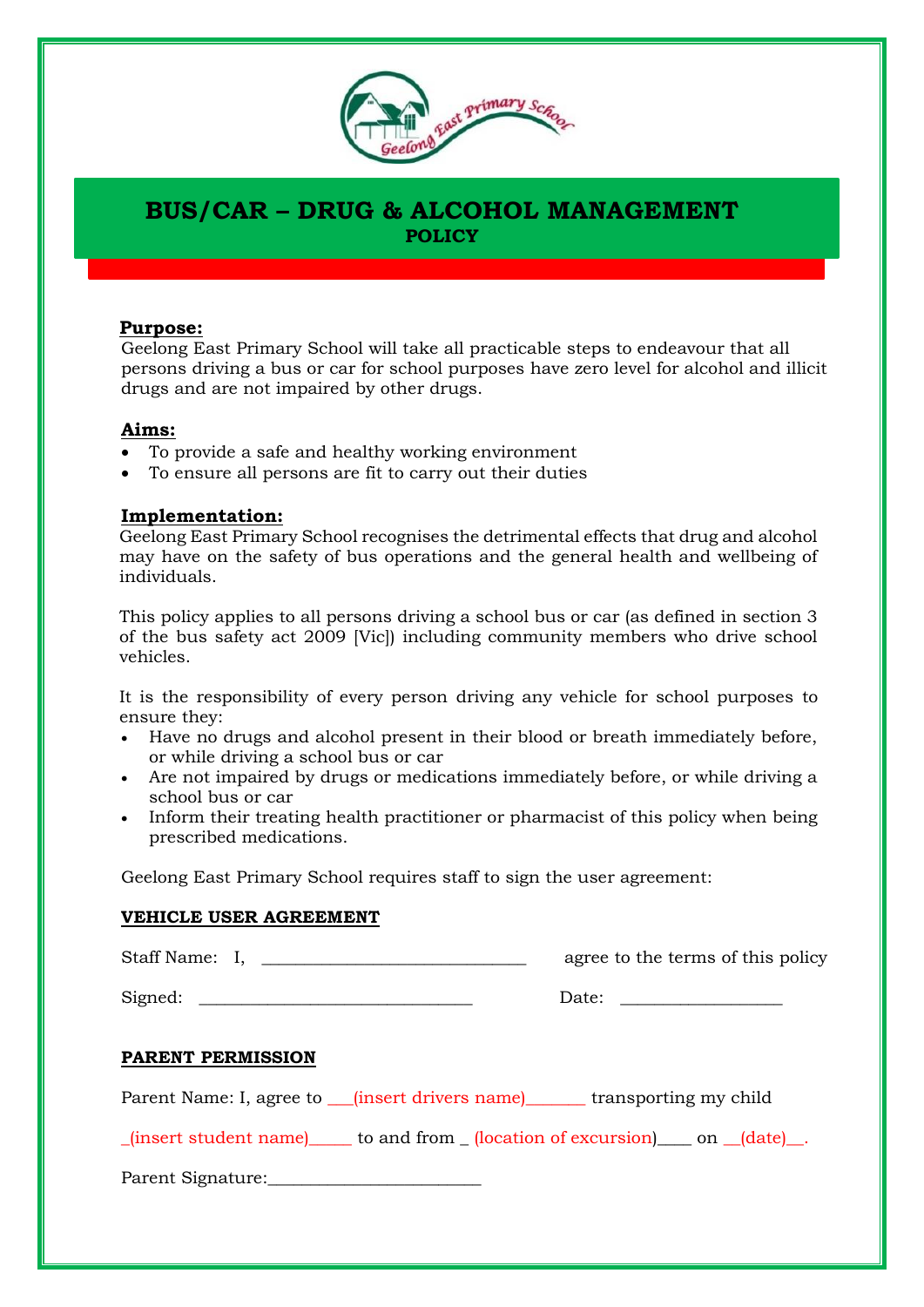# BUS/CAR – DRUG & ALCOHOL MANAGEMENT
## POLICY

**Purpose:**

Geelong East Primary School will take all practicable steps to endeavour that all persons driving a bus or car for school purposes have zero level for alcohol and illicit drugs and are not impaired by other drugs.

**Aims:**

- To provide a safe and healthy working environment
- To ensure all persons are fit to carry out their duties

**Implementation:**

Geelong East Primary School recognises the detrimental effects that drug and alcohol may have on the safety of bus operations and the general health and wellbeing of individuals.

This policy applies to all persons driving a school bus or car (as defined in section 3 of the bus safety act 2009 [Vic]) including community members who drive school vehicles.

It is the responsibility of every person driving any vehicle for school purposes to ensure they:

- Have no drugs and alcohol present in their blood or breath immediately before, or while driving a school bus or car
- Are not impaired by drugs or medications immediately before, or while driving a school bus or car
- Inform their treating health practitioner or pharmacist of this policy when being prescribed medications.

Geelong East Primary School requires staff to sign the user agreement:

**VEHICLE USER AGREEMENT**

Staff Name: I, ______________________________ agree to the terms of this policy

Signed: _______________________________ Date: __________________

**PARENT PERMISSION**

Parent Name: I, agree to ___(insert drivers name)_______ transporting my child

_(insert student name)_____ to and from _ (location of excursion)____ on __(date)__.

Parent Signature:________________________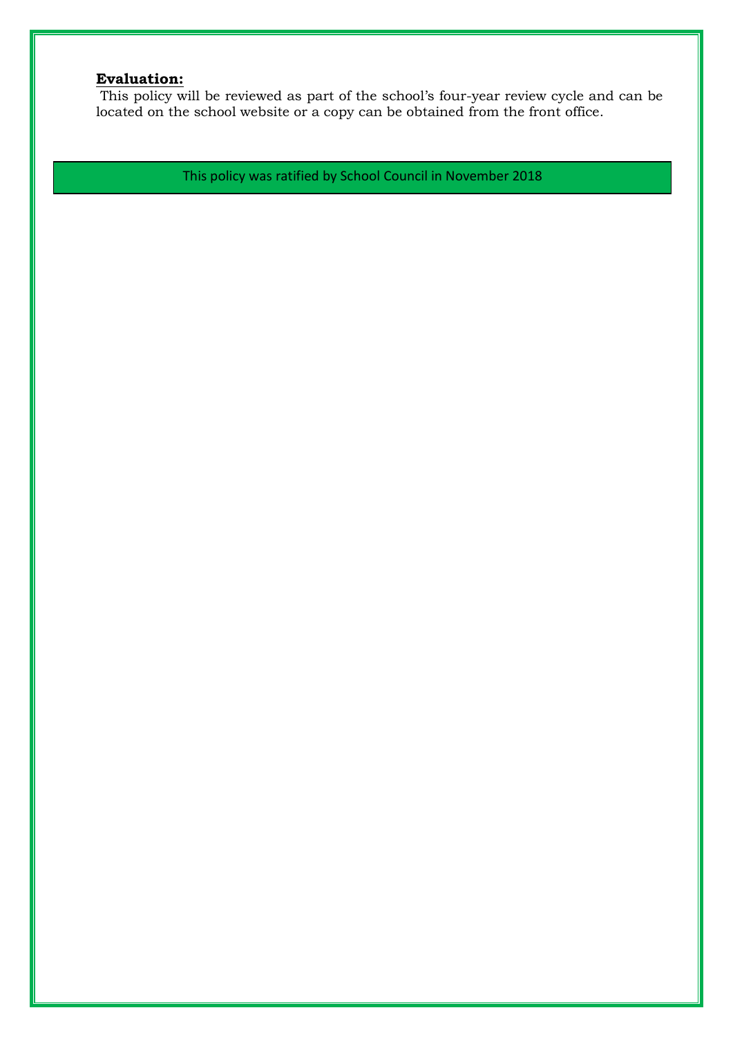**Evaluation:**

This policy will be reviewed as part of the school's four-year review cycle and can be located on the school website or a copy can be obtained from the front office.

This policy was ratified by School Council in November 2018